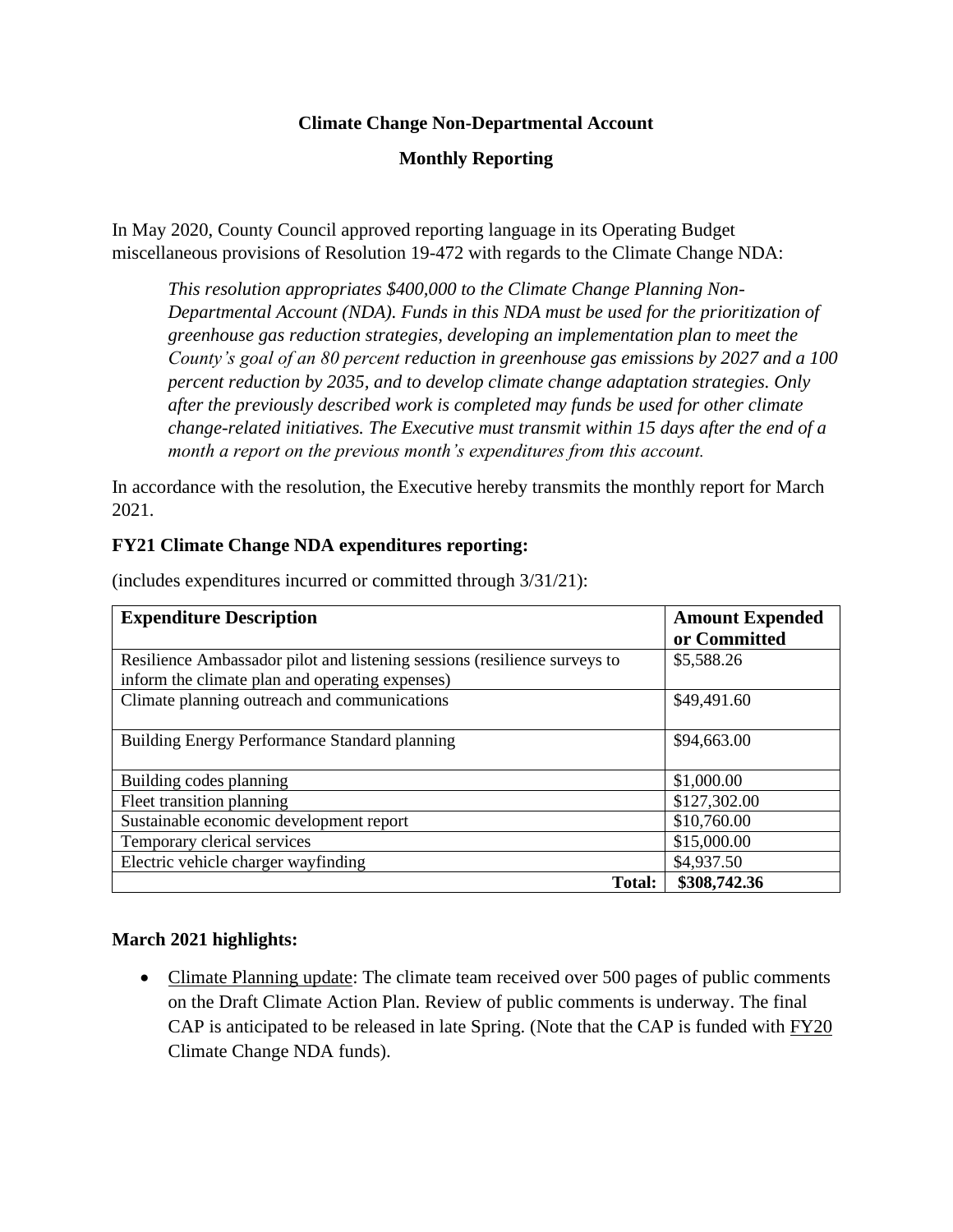**Climate Change Non-Departmental Account**

**Monthly Reporting**

In May 2020, County Council approved reporting language in its Operating Budget miscellaneous provisions of Resolution 19-472 with regards to the Climate Change NDA:

> *This resolution appropriates $400,000 to the Climate Change Planning Non-Departmental Account (NDA). Funds in this NDA must be used for the prioritization of greenhouse gas reduction strategies, developing an implementation plan to meet the County's goal of an 80 percent reduction in greenhouse gas emissions by 2027 and a 100 percent reduction by 2035, and to develop climate change adaptation strategies. Only after the previously described work is completed may funds be used for other climate change-related initiatives. The Executive must transmit within 15 days after the end of a month a report on the previous month's expenditures from this account.*

In accordance with the resolution, the Executive hereby transmits the monthly report for March 2021.

**FY21 Climate Change NDA expenditures reporting:**

(includes expenditures incurred or committed through 3/31/21):

| Expenditure Description | Amount Expended or Committed |
|---|---|
| Resilience Ambassador pilot and listening sessions (resilience surveys to inform the climate plan and operating expenses) | $5,588.26 |
| Climate planning outreach and communications | $49,491.60 |
| Building Energy Performance Standard planning | $94,663.00 |
| Building codes planning | $1,000.00 |
| Fleet transition planning | $127,302.00 |
| Sustainable economic development report | $10,760.00 |
| Temporary clerical services | $15,000.00 |
| Electric vehicle charger wayfinding | $4,937.50 |
| **Total:** | **$308,742.36** |

**March 2021 highlights:**

- Climate Planning update: The climate team received over 500 pages of public comments on the Draft Climate Action Plan. Review of public comments is underway. The final CAP is anticipated to be released in late Spring. (Note that the CAP is funded with FY20 Climate Change NDA funds).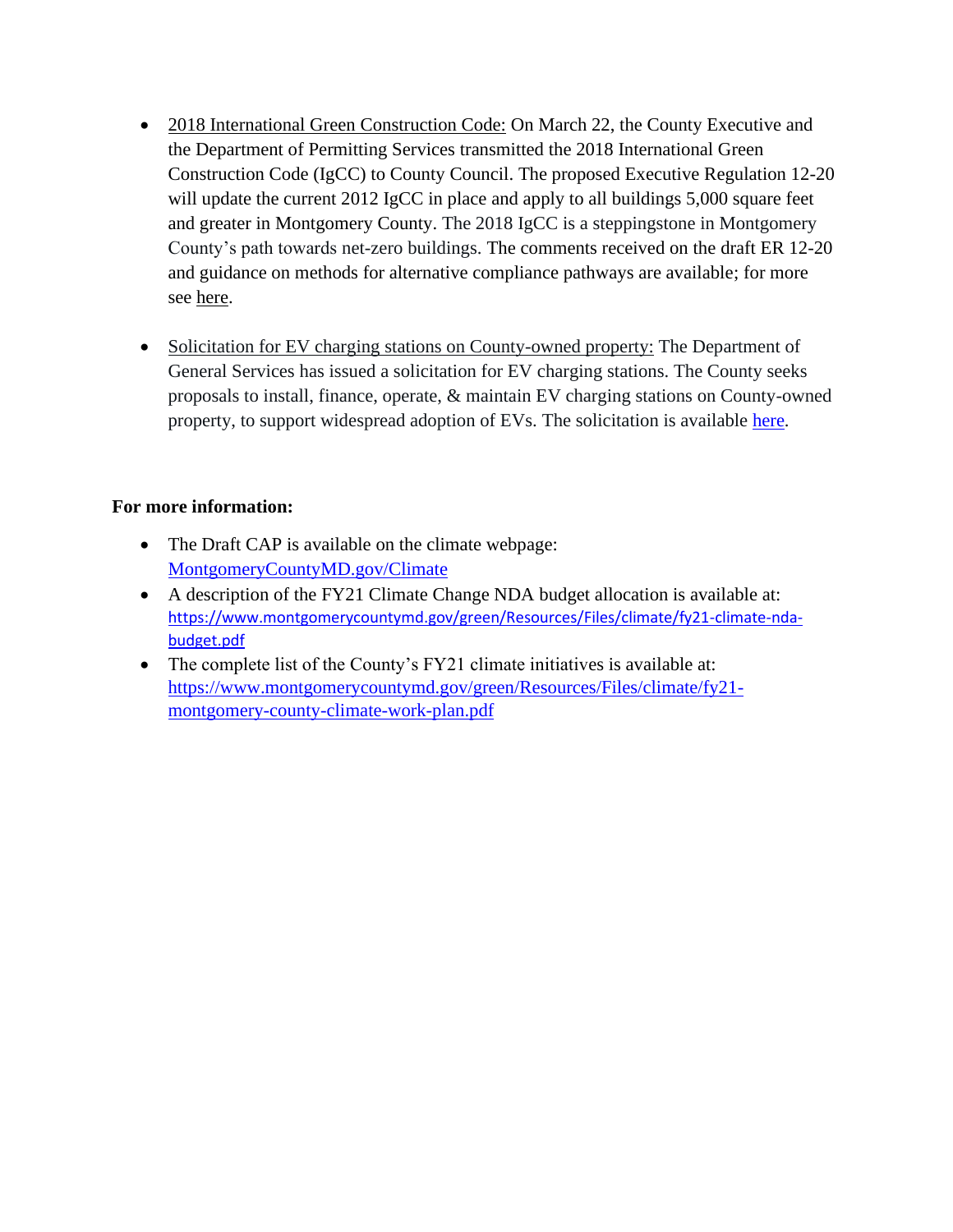- 2018 International Green Construction Code: On March 22, the County Executive and the Department of Permitting Services transmitted the 2018 International Green Construction Code (IgCC) to County Council. The proposed Executive Regulation 12-20 will update the current 2012 IgCC in place and apply to all buildings 5,000 square feet and greater in Montgomery County. The 2018 IgCC is a steppingstone in Montgomery County's path towards net-zero buildings. The comments received on the draft ER 12-20 and guidance on methods for alternative compliance pathways are available; for more see here.

- Solicitation for EV charging stations on County-owned property: The Department of General Services has issued a solicitation for EV charging stations. The County seeks proposals to install, finance, operate, & maintain EV charging stations on County-owned property, to support widespread adoption of EVs. The solicitation is available here.

**For more information:**

- The Draft CAP is available on the climate webpage: MontgomeryCountyMD.gov/Climate
- A description of the FY21 Climate Change NDA budget allocation is available at: https://www.montgomerycountymd.gov/green/Resources/Files/climate/fy21-climate-nda-budget.pdf
- The complete list of the County's FY21 climate initiatives is available at: https://www.montgomerycountymd.gov/green/Resources/Files/climate/fy21-montgomery-county-climate-work-plan.pdf